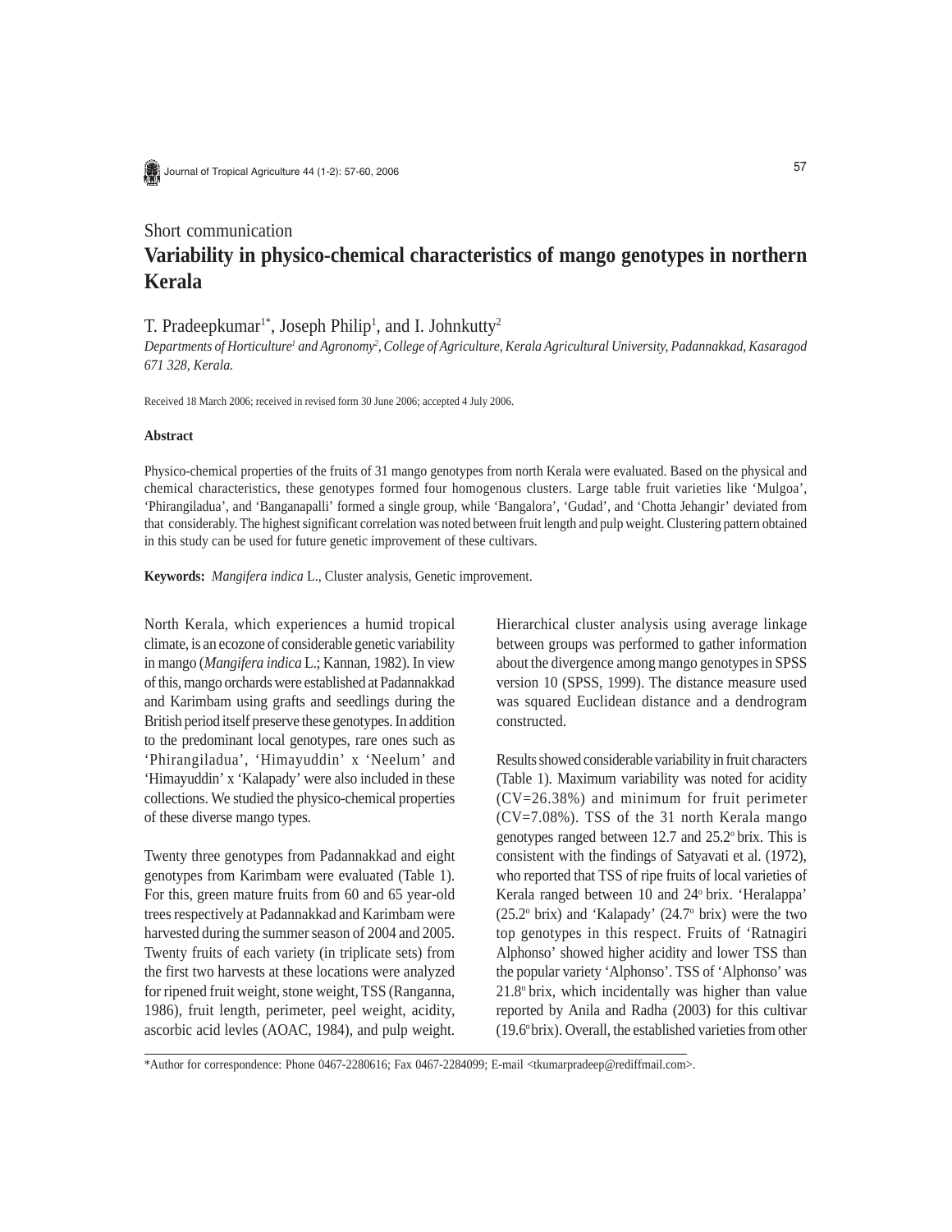Short communication

# Variability in physico-chemical characteristics of mango genotypes in northern Kerala

T. Pradeepkumar[1*], Joseph Philip[1], and I. Johnkutty[2]

*Departments of Horticulture[1] and Agronomy[2], College of Agriculture, Kerala Agricultural University, Padannakkad, Kasaragod 671 328, Kerala.*

Received 18 March 2006; received in revised form 30 June 2006; accepted 4 July 2006.

### Abstract

Physico-chemical properties of the fruits of 31 mango genotypes from north Kerala were evaluated. Based on the physical and chemical characteristics, these genotypes formed four homogenous clusters. Large table fruit varieties like 'Mulgoa', 'Phirangiladua', and 'Banganapalli' formed a single group, while 'Bangalora', 'Gudad', and 'Chotta Jehangir' deviated from that considerably. The highest significant correlation was noted between fruit length and pulp weight. Clustering pattern obtained in this study can be used for future genetic improvement of these cultivars.

**Keywords:** *Mangifera indica* L., Cluster analysis, Genetic improvement.

North Kerala, which experiences a humid tropical climate, is an ecozone of considerable genetic variability in mango (*Mangifera indica* L.; Kannan, 1982). In view of this, mango orchards were established at Padannakkad and Karimbam using grafts and seedlings during the British period itself preserve these genotypes. In addition to the predominant local genotypes, rare ones such as 'Phirangiladua', 'Himayuddin' x 'Neelum' and 'Himayuddin' x 'Kalapady' were also included in these collections. We studied the physico-chemical properties of these diverse mango types.

Twenty three genotypes from Padannakkad and eight genotypes from Karimbam were evaluated (Table 1). For this, green mature fruits from 60 and 65 year-old trees respectively at Padannakkad and Karimbam were harvested during the summer season of 2004 and 2005. Twenty fruits of each variety (in triplicate sets) from the first two harvests at these locations were analyzed for ripened fruit weight, stone weight, TSS (Ranganna, 1986), fruit length, perimeter, peel weight, acidity, ascorbic acid levles (AOAC, 1984), and pulp weight. Hierarchical cluster analysis using average linkage between groups was performed to gather information about the divergence among mango genotypes in SPSS version 10 (SPSS, 1999). The distance measure used was squared Euclidean distance and a dendrogram constructed.

Results showed considerable variability in fruit characters (Table 1). Maximum variability was noted for acidity (CV=26.38%) and minimum for fruit perimeter (CV=7.08%). TSS of the 31 north Kerala mango genotypes ranged between 12.7 and 25.2° brix. This is consistent with the findings of Satyavati et al. (1972), who reported that TSS of ripe fruits of local varieties of Kerala ranged between 10 and 24° brix. 'Heralappa' (25.2° brix) and 'Kalapady' (24.7° brix) were the two top genotypes in this respect. Fruits of 'Ratnagiri Alphonso' showed higher acidity and lower TSS than the popular variety 'Alphonso'. TSS of 'Alphonso' was 21.8° brix, which incidentally was higher than value reported by Anila and Radha (2003) for this cultivar (19.6° brix). Overall, the established varieties from other

*Author for correspondence: Phone 0467-2280616; Fax 0467-2284099; E-mail <tkumarpradeep@rediffmail.com>.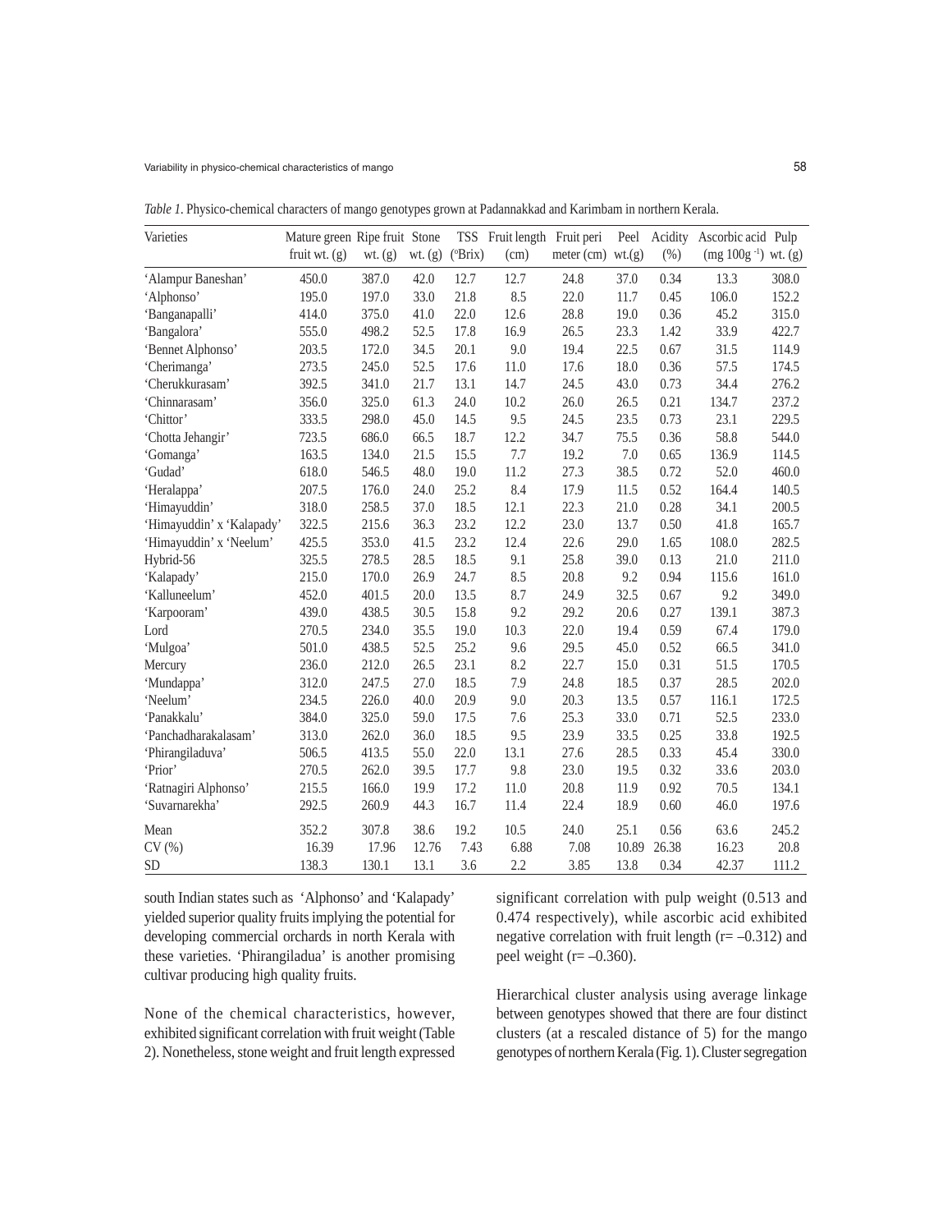*Table 1*. Physico-chemical characters of mango genotypes grown at Padannakkad and Karimbam in northern Kerala.

| Varieties | Mature green fruit wt. (g) | Ripe fruit wt. (g) | Stone wt. (g) | TSS (°Brix) | Fruit length (cm) | Fruit peri meter (cm) | Peel wt.(g) | Acidity (%) | Ascorbic acid (mg 100g $^{-1}$) | Pulp wt. (g) |
|---|---|---|---|---|---|---|---|---|---|---|
| 'Alampur Baneshan' | 450.0 | 387.0 | 42.0 | 12.7 | 12.7 | 24.8 | 37.0 | 0.34 | 13.3 | 308.0 |
| 'Alphonso' | 195.0 | 197.0 | 33.0 | 21.8 | 8.5 | 22.0 | 11.7 | 0.45 | 106.0 | 152.2 |
| 'Banganapalli' | 414.0 | 375.0 | 41.0 | 22.0 | 12.6 | 28.8 | 19.0 | 0.36 | 45.2 | 315.0 |
| 'Bangalora' | 555.0 | 498.2 | 52.5 | 17.8 | 16.9 | 26.5 | 23.3 | 1.42 | 33.9 | 422.7 |
| 'Bennet Alphonso' | 203.5 | 172.0 | 34.5 | 20.1 | 9.0 | 19.4 | 22.5 | 0.67 | 31.5 | 114.9 |
| 'Cherimanga' | 273.5 | 245.0 | 52.5 | 17.6 | 11.0 | 17.6 | 18.0 | 0.36 | 57.5 | 174.5 |
| 'Cherukkurasam' | 392.5 | 341.0 | 21.7 | 13.1 | 14.7 | 24.5 | 43.0 | 0.73 | 34.4 | 276.2 |
| 'Chinnarasam' | 356.0 | 325.0 | 61.3 | 24.0 | 10.2 | 26.0 | 26.5 | 0.21 | 134.7 | 237.2 |
| 'Chittor' | 333.5 | 298.0 | 45.0 | 14.5 | 9.5 | 24.5 | 23.5 | 0.73 | 23.1 | 229.5 |
| 'Chotta Jehangir' | 723.5 | 686.0 | 66.5 | 18.7 | 12.2 | 34.7 | 75.5 | 0.36 | 58.8 | 544.0 |
| 'Gomanga' | 163.5 | 134.0 | 21.5 | 15.5 | 7.7 | 19.2 | 7.0 | 0.65 | 136.9 | 114.5 |
| 'Gudad' | 618.0 | 546.5 | 48.0 | 19.0 | 11.2 | 27.3 | 38.5 | 0.72 | 52.0 | 460.0 |
| 'Heralappa' | 207.5 | 176.0 | 24.0 | 25.2 | 8.4 | 17.9 | 11.5 | 0.52 | 164.4 | 140.5 |
| 'Himayuddin' | 318.0 | 258.5 | 37.0 | 18.5 | 12.1 | 22.3 | 21.0 | 0.28 | 34.1 | 200.5 |
| 'Himayuddin' x 'Kalapady' | 322.5 | 215.6 | 36.3 | 23.2 | 12.2 | 23.0 | 13.7 | 0.50 | 41.8 | 165.7 |
| 'Himayuddin' x 'Neelum' | 425.5 | 353.0 | 41.5 | 23.2 | 12.4 | 22.6 | 29.0 | 1.65 | 108.0 | 282.5 |
| Hybrid-56 | 325.5 | 278.5 | 28.5 | 18.5 | 9.1 | 25.8 | 39.0 | 0.13 | 21.0 | 211.0 |
| 'Kalapady' | 215.0 | 170.0 | 26.9 | 24.7 | 8.5 | 20.8 | 9.2 | 0.94 | 115.6 | 161.0 |
| 'Kalluneelum' | 452.0 | 401.5 | 20.0 | 13.5 | 8.7 | 24.9 | 32.5 | 0.67 | 9.2 | 349.0 |
| 'Karpooram' | 439.0 | 438.5 | 30.5 | 15.8 | 9.2 | 29.2 | 20.6 | 0.27 | 139.1 | 387.3 |
| Lord | 270.5 | 234.0 | 35.5 | 19.0 | 10.3 | 22.0 | 19.4 | 0.59 | 67.4 | 179.0 |
| 'Mulgoa' | 501.0 | 438.5 | 52.5 | 25.2 | 9.6 | 29.5 | 45.0 | 0.52 | 66.5 | 341.0 |
| Mercury | 236.0 | 212.0 | 26.5 | 23.1 | 8.2 | 22.7 | 15.0 | 0.31 | 51.5 | 170.5 |
| 'Mundappa' | 312.0 | 247.5 | 27.0 | 18.5 | 7.9 | 24.8 | 18.5 | 0.37 | 28.5 | 202.0 |
| 'Neelum' | 234.5 | 226.0 | 40.0 | 20.9 | 9.0 | 20.3 | 13.5 | 0.57 | 116.1 | 172.5 |
| 'Panakkalu' | 384.0 | 325.0 | 59.0 | 17.5 | 7.6 | 25.3 | 33.0 | 0.71 | 52.5 | 233.0 |
| 'Panchadharakalasam' | 313.0 | 262.0 | 36.0 | 18.5 | 9.5 | 23.9 | 33.5 | 0.25 | 33.8 | 192.5 |
| 'Phirangiladuva' | 506.5 | 413.5 | 55.0 | 22.0 | 13.1 | 27.6 | 28.5 | 0.33 | 45.4 | 330.0 |
| 'Prior' | 270.5 | 262.0 | 39.5 | 17.7 | 9.8 | 23.0 | 19.5 | 0.32 | 33.6 | 203.0 |
| 'Ratnagiri Alphonso' | 215.5 | 166.0 | 19.9 | 17.2 | 11.0 | 20.8 | 11.9 | 0.92 | 70.5 | 134.1 |
| 'Suvarnarekha' | 292.5 | 260.9 | 44.3 | 16.7 | 11.4 | 22.4 | 18.9 | 0.60 | 46.0 | 197.6 |
| Mean | 352.2 | 307.8 | 38.6 | 19.2 | 10.5 | 24.0 | 25.1 | 0.56 | 63.6 | 245.2 |
| CV (%) | 16.39 | 17.96 | 12.76 | 7.43 | 6.88 | 7.08 | 10.89 | 26.38 | 16.23 | 20.8 |
| SD | 138.3 | 130.1 | 13.1 | 3.6 | 2.2 | 3.85 | 13.8 | 0.34 | 42.37 | 111.2 |

south Indian states such as 'Alphonso' and 'Kalapady' yielded superior quality fruits implying the potential for developing commercial orchards in north Kerala with these varieties. 'Phirangiladua' is another promising cultivar producing high quality fruits.

None of the chemical characteristics, however, exhibited significant correlation with fruit weight (Table 2). Nonetheless, stone weight and fruit length expressed significant correlation with pulp weight (0.513 and 0.474 respectively), while ascorbic acid exhibited negative correlation with fruit length ($r = -0.312$) and peel weight ($r = -0.360$).

Hierarchical cluster analysis using average linkage between genotypes showed that there are four distinct clusters (at a rescaled distance of 5) for the mango genotypes of northern Kerala (Fig. 1). Cluster segregation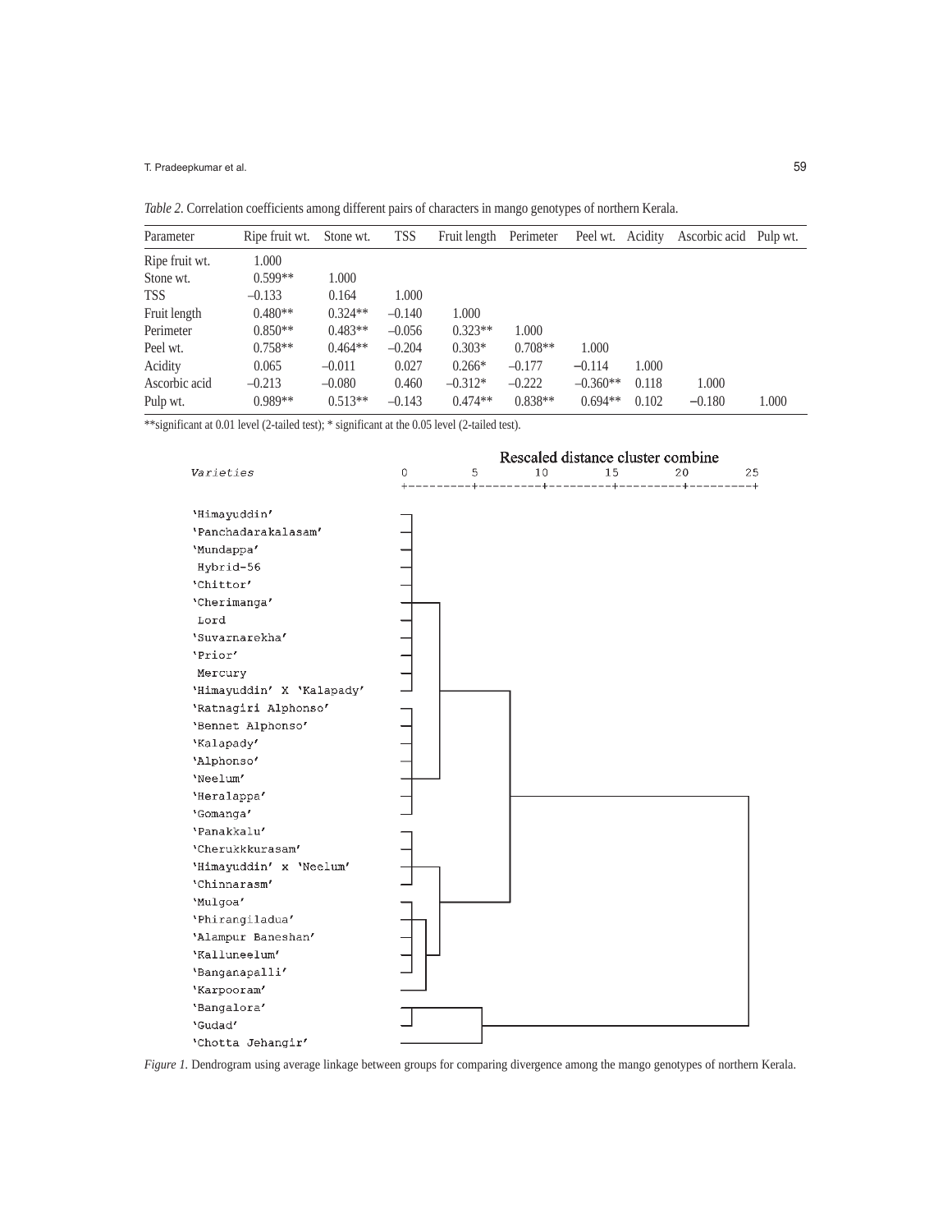*Table 2.* Correlation coefficients among different pairs of characters in mango genotypes of northern Kerala.

| Parameter | Ripe fruit wt. | Stone wt. | TSS | Fruit length | Perimeter | Peel wt. | Acidity | Ascorbic acid | Pulp wt. |
|---|---|---|---|---|---|---|---|---|---|
| Ripe fruit wt. | 1.000 | | | | | | | | |
| Stone wt. | 0.599** | 1.000 | | | | | | | |
| TSS | –0.133 | 0.164 | 1.000 | | | | | | |
| Fruit length | 0.480** | 0.324** | –0.140 | 1.000 | | | | | |
| Perimeter | 0.850** | 0.483** | –0.056 | 0.323** | 1.000 | | | | |
| Peel wt. | 0.758** | 0.464** | –0.204 | 0.303* | 0.708** | 1.000 | | | |
| Acidity | 0.065 | –0.011 | 0.027 | 0.266* | –0.177 | –0.114 | 1.000 | | |
| Ascorbic acid | –0.213 | –0.080 | 0.460 | –0.312* | –0.222 | –0.360** | 0.118 | 1.000 | |
| Pulp wt. | 0.989** | 0.513** | –0.143 | 0.474** | 0.838** | 0.694** | 0.102 | –0.180 | 1.000 |

**significant at 0.01 level (2-tailed test); * significant at the 0.05 level (2-tailed test).

*Figure 1.* Dendrogram using average linkage between groups for comparing divergence among the mango genotypes of northern Kerala.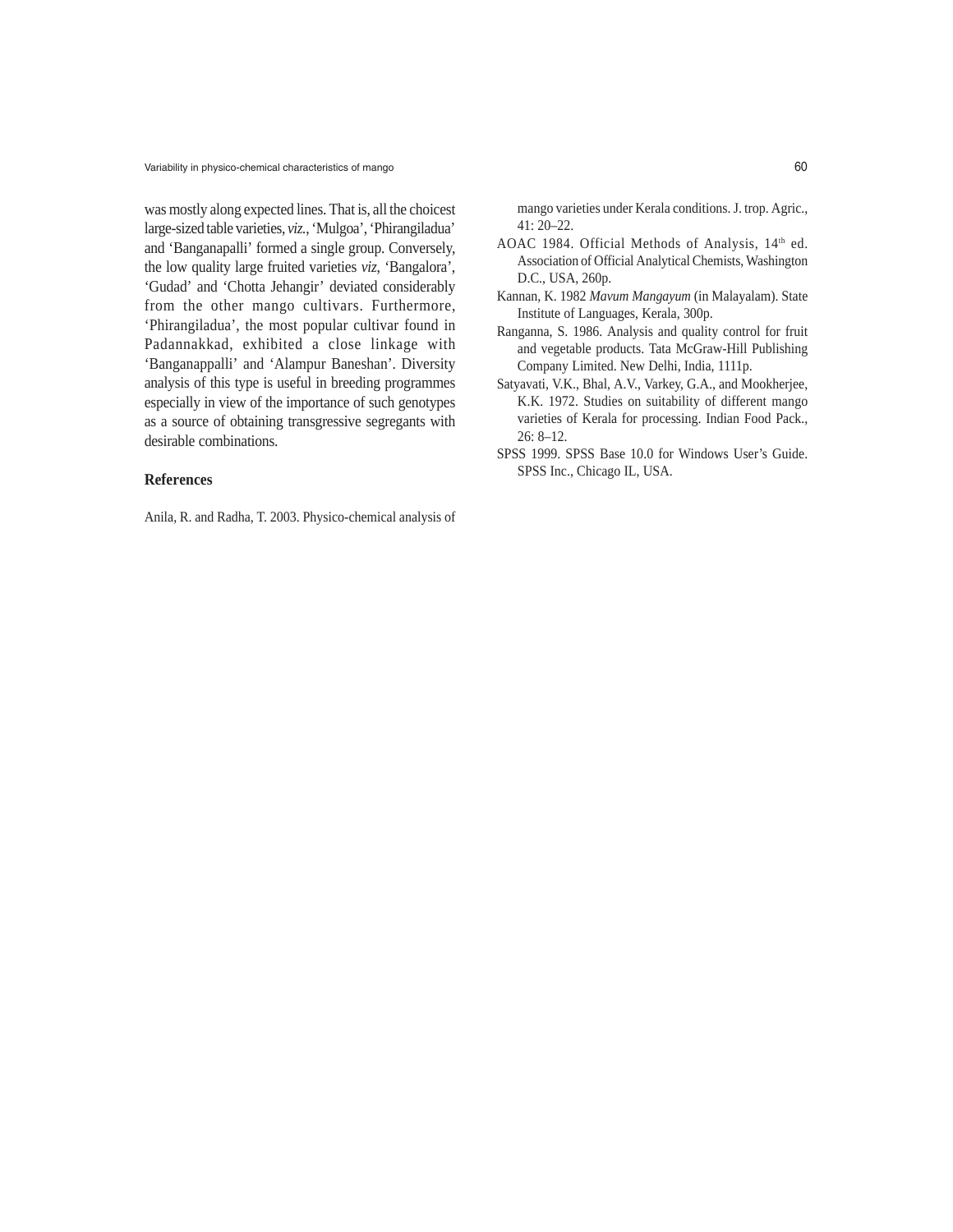was mostly along expected lines. That is, all the choicest large-sized table varieties, *viz.*, 'Mulgoa', 'Phirangiladua' and 'Banganapalli' formed a single group. Conversely, the low quality large fruited varieties *viz,* 'Bangalora', 'Gudad' and 'Chotta Jehangir' deviated considerably from the other mango cultivars. Furthermore, 'Phirangiladua', the most popular cultivar found in Padannakkad, exhibited a close linkage with 'Banganappalli' and 'Alampur Baneshan'. Diversity analysis of this type is useful in breeding programmes especially in view of the importance of such genotypes as a source of obtaining transgressive segregants with desirable combinations.

## References

Anila, R. and Radha, T. 2003. Physico-chemical analysis of mango varieties under Kerala conditions. J. trop. Agric., 41: 20–22.

AOAC 1984. Official Methods of Analysis, 14th ed. Association of Official Analytical Chemists, Washington D.C., USA, 260p.

Kannan, K. 1982 *Mavum Mangayum* (in Malayalam). State Institute of Languages, Kerala, 300p.

Ranganna, S. 1986. Analysis and quality control for fruit and vegetable products. Tata McGraw-Hill Publishing Company Limited. New Delhi, India, 1111p.

Satyavati, V.K., Bhal, A.V., Varkey, G.A., and Mookherjee, K.K. 1972. Studies on suitability of different mango varieties of Kerala for processing. Indian Food Pack., 26: 8–12.

SPSS 1999. SPSS Base 10.0 for Windows User's Guide. SPSS Inc., Chicago IL, USA.